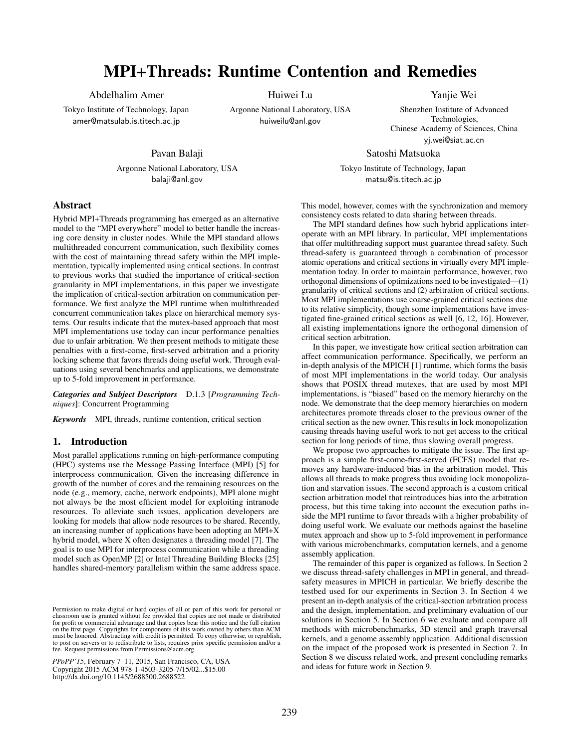# MPI+Threads: Runtime Contention and Remedies

Abdelhalim Amer
Tokyo Institute of Technology, Japan
amer@matsulab.is.titech.ac.jp

Huiwei Lu
Argonne National Laboratory, USA
huiweilu@anl.gov

Yanjie Wei
Shenzhen Institute of Advanced Technologies, Chinese Academy of Sciences, China
yj.wei@siat.ac.cn

Pavan Balaji
Argonne National Laboratory, USA
balaji@anl.gov

Satoshi Matsuoka
Tokyo Institute of Technology, Japan
matsu@is.titech.ac.jp

## Abstract

Hybrid MPI+Threads programming has emerged as an alternative model to the "MPI everywhere" model to better handle the increasing core density in cluster nodes. While the MPI standard allows multithreaded concurrent communication, such flexibility comes with the cost of maintaining thread safety within the MPI implementation, typically implemented using critical sections. In contrast to previous works that studied the importance of critical-section granularity in MPI implementations, in this paper we investigate the implication of critical-section arbitration on communication performance. We first analyze the MPI runtime when multithreaded concurrent communication takes place on hierarchical memory systems. Our results indicate that the mutex-based approach that most MPI implementations use today can incur performance penalties due to unfair arbitration. We then present methods to mitigate these penalties with a first-come, first-served arbitration and a priority locking scheme that favors threads doing useful work. Through evaluations using several benchmarks and applications, we demonstrate up to 5-fold improvement in performance.

***Categories and Subject Descriptors*** D.1.3 [*Programming Techniques*]: Concurrent Programming

***Keywords*** MPI, threads, runtime contention, critical section

## 1. Introduction

Most parallel applications running on high-performance computing (HPC) systems use the Message Passing Interface (MPI) [5] for interprocess communication. Given the increasing difference in growth of the number of cores and the remaining resources on the node (e.g., memory, cache, network endpoints), MPI alone might not always be the most efficient model for exploiting intranode resources. To alleviate such issues, application developers are looking for models that allow node resources to be shared. Recently, an increasing number of applications have been adopting an MPI+X hybrid model, where X often designates a threading model [7]. The goal is to use MPI for interprocess communication while a threading model such as OpenMP [2] or Intel Threading Building Blocks [25] handles shared-memory parallelism within the same address space. This model, however, comes with the synchronization and memory consistency costs related to data sharing between threads.

The MPI standard defines how such hybrid applications interoperate with an MPI library. In particular, MPI implementations that offer multithreading support must guarantee thread safety. Such thread-safety is guaranteed through a combination of processor atomic operations and critical sections in virtually every MPI implementation today. In order to maintain performance, however, two orthogonal dimensions of optimizations need to be investigated—(1) granularity of critical sections and (2) arbitration of critical sections. Most MPI implementations use coarse-grained critical sections due to its relative simplicity, though some implementations have investigated fine-grained critical sections as well [6, 12, 16]. However, all existing implementations ignore the orthogonal dimension of critical section arbitration.

In this paper, we investigate how critical section arbitration can affect communication performance. Specifically, we perform an in-depth analysis of the MPICH [1] runtime, which forms the basis of most MPI implementations in the world today. Our analysis shows that POSIX thread mutexes, that are used by most MPI implementations, is "biased" based on the memory hierarchy on the node. We demonstrate that the deep memory hierarchies on modern architectures promote threads closer to the previous owner of the critical section as the new owner. This results in lock monopolization causing threads having useful work to not get access to the critical section for long periods of time, thus slowing overall progress.

We propose two approaches to mitigate the issue. The first approach is a simple first-come-first-served (FCFS) model that removes any hardware-induced bias in the arbitration model. This allows all threads to make progress thus avoiding lock monopolization and starvation issues. The second approach is a custom critical section arbitration model that reintroduces bias into the arbitration process, but this time taking into account the execution paths inside the MPI runtime to favor threads with a higher probability of doing useful work. We evaluate our methods against the baseline mutex approach and show up to 5-fold improvement in performance with various microbenchmarks, computation kernels, and a genome assembly application.

The remainder of this paper is organized as follows. In Section 2 we discuss thread-safety challenges in MPI in general, and thread-safety measures in MPICH in particular. We briefly describe the testbed used for our experiments in Section 3. In Section 4 we present an in-depth analysis of the critical-section arbitration process and the design, implementation, and preliminary evaluation of our solutions in Section 5. In Section 6 we evaluate and compare all methods with microbenchmarks, 3D stencil and graph traversal kernels, and a genome assembly application. Additional discussion on the impact of the proposed work is presented in Section 7. In Section 8 we discuss related work, and present concluding remarks and ideas for future work in Section 9.

Permission to make digital or hard copies of all or part of this work for personal or classroom use is granted without fee provided that copies are not made or distributed for profit or commercial advantage and that copies bear this notice and the full citation on the first page. Copyrights for components of this work owned by others than ACM must be honored. Abstracting with credit is permitted. To copy otherwise, or republish, to post on servers or to redistribute to lists, requires prior specific permission and/or a fee. Request permissions from Permissions@acm.org.

*PPoPP'15*, February 7–11, 2015, San Francisco, CA, USA
Copyright 2015 ACM 978-1-4503-3205-7/15/02...$15.00
http://dx.doi.org/10.1145/2688500.2688522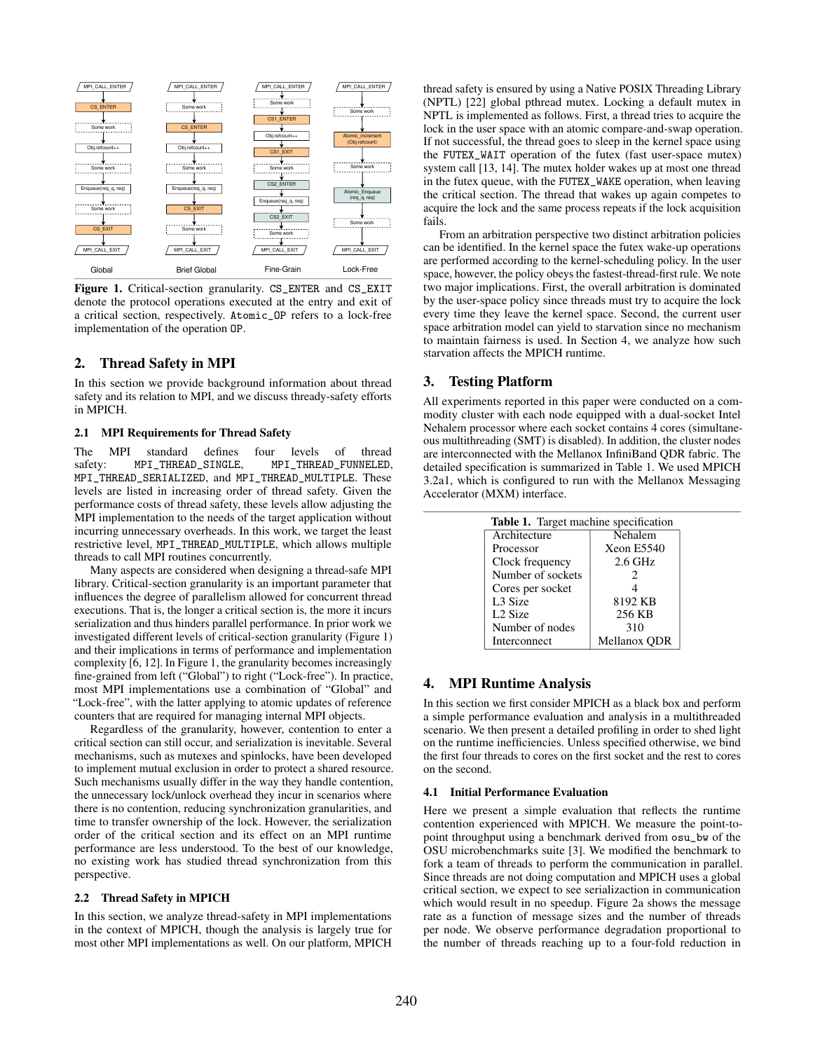Global | Brief Global | Fine-Grain | Lock-Free

**Figure 1.** Critical-section granularity. `CS_ENTER` and `CS_EXIT` denote the protocol operations executed at the entry and exit of a critical section, respectively. `Atomic_OP` refers to a lock-free implementation of the operation `OP`.

## 2. Thread Safety in MPI

In this section we provide background information about thread safety and its relation to MPI, and we discuss thready-safety efforts in MPICH.

### 2.1 MPI Requirements for Thread Safety

The MPI standard defines four levels of thread safety: `MPI_THREAD_SINGLE`, `MPI_THREAD_FUNNELED`, `MPI_THREAD_SERIALIZED`, and `MPI_THREAD_MULTIPLE`. These levels are listed in increasing order of thread safety. Given the performance costs of thread safety, these levels allow adjusting the MPI implementation to the needs of the target application without incurring unnecessary overheads. In this work, we target the least restrictive level, `MPI_THREAD_MULTIPLE`, which allows multiple threads to call MPI routines concurrently.

Many aspects are considered when designing a thread-safe MPI library. Critical-section granularity is an important parameter that influences the degree of parallelism allowed for concurrent thread executions. That is, the longer a critical section is, the more it incurs serialization and thus hinders parallel performance. In prior work we investigated different levels of critical-section granularity (Figure 1) and their implications in terms of performance and implementation complexity [6, 12]. In Figure 1, the granularity becomes increasingly fine-grained from left ("Global") to right ("Lock-free"). In practice, most MPI implementations use a combination of "Global" and "Lock-free", with the latter applying to atomic updates of reference counters that are required for managing internal MPI objects.

Regardless of the granularity, however, contention to enter a critical section can still occur, and serialization is inevitable. Several mechanisms, such as mutexes and spinlocks, have been developed to implement mutual exclusion in order to protect a shared resource. Such mechanisms usually differ in the way they handle contention, the unnecessary lock/unlock overhead they incur in scenarios where there is no contention, reducing synchronization granularities, and time to transfer ownership of the lock. However, the serialization order of the critical section and its effect on an MPI runtime performance are less understood. To the best of our knowledge, no existing work has studied thread synchronization from this perspective.

### 2.2 Thread Safety in MPICH

In this section, we analyze thread-safety in MPI implementations in the context of MPICH, though the analysis is largely true for most other MPI implementations as well. On our platform, MPICH thread safety is ensured by using a Native POSIX Threading Library (NPTL) [22] global pthread mutex. Locking a default mutex in NPTL is implemented as follows. First, a thread tries to acquire the lock in the user space with an atomic compare-and-swap operation. If not successful, the thread goes to sleep in the kernel space using the `FUTEX_WAIT` operation of the futex (fast user-space mutex) system call [13, 14]. The mutex holder wakes up at most one thread in the futex queue, with the `FUTEX_WAKE` operation, when leaving the critical section. The thread that wakes up again competes to acquire the lock and the same process repeats if the lock acquisition fails.

From an arbitration perspective two distinct arbitration policies can be identified. In the kernel space the futex wake-up operations are performed according to the kernel-scheduling policy. In the user space, however, the policy obeys the fastest-thread-first rule. We note two major implications. First, the overall arbitration is dominated by the user-space policy since threads must try to acquire the lock every time they leave the kernel space. Second, the current user space arbitration model can yield to starvation since no mechanism to maintain fairness is used. In Section 4, we analyze how such starvation affects the MPICH runtime.

## 3. Testing Platform

All experiments reported in this paper were conducted on a commodity cluster with each node equipped with a dual-socket Intel Nehalem processor where each socket contains 4 cores (simultaneous multithreading (SMT) is disabled). In addition, the cluster nodes are interconnected with the Mellanox InfiniBand QDR fabric. The detailed specification is summarized in Table 1. We used MPICH 3.2a1, which is configured to run with the Mellanox Messaging Accelerator (MXM) interface.

**Table 1.** Target machine specification

| Architecture | Nehalem |
|---|---|
| Processor | Xeon E5540 |
| Clock frequency | 2.6 GHz |
| Number of sockets | 2 |
| Cores per socket | 4 |
| L3 Size | 8192 KB |
| L2 Size | 256 KB |
| Number of nodes | 310 |
| Interconnect | Mellanox QDR |

## 4. MPI Runtime Analysis

In this section we first consider MPICH as a black box and perform a simple performance evaluation and analysis in a multithreaded scenario. We then present a detailed profiling in order to shed light on the runtime inefficiencies. Unless specified otherwise, we bind the first four threads to cores on the first socket and the rest to cores on the second.

### 4.1 Initial Performance Evaluation

Here we present a simple evaluation that reflects the runtime contention experienced with MPICH. We measure the point-to-point throughput using a benchmark derived from `osu_bw` of the OSU microbenchmarks suite [3]. We modified the benchmark to fork a team of threads to perform the communication in parallel. Since threads are not doing computation and MPICH uses a global critical section, we expect to see serialization in communication which would result in no speedup. Figure 2a shows the message rate as a function of message sizes and the number of threads per node. We observe performance degradation proportional to the number of threads reaching up to a four-fold reduction in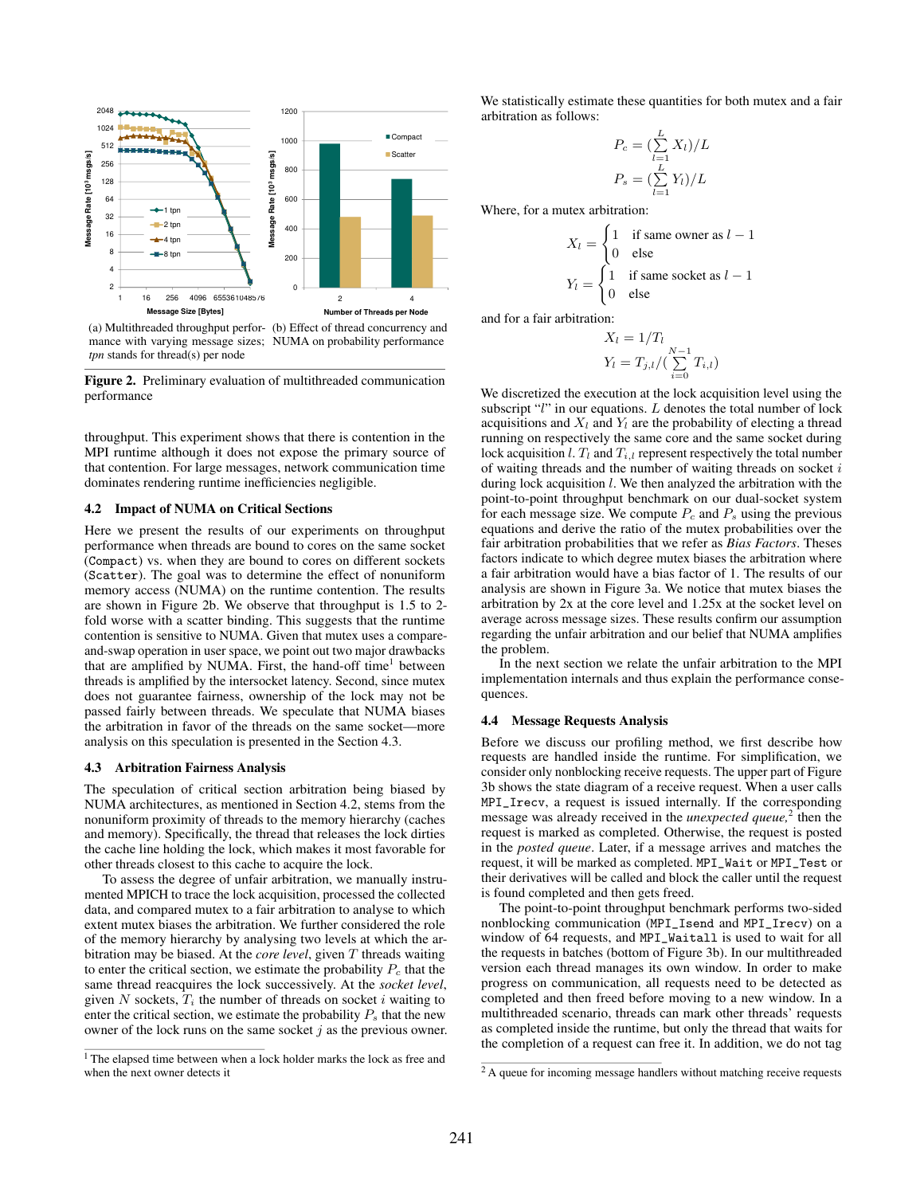(a) Multithreaded throughput performance with varying message sizes; *tpn* stands for thread(s) per node

(b) Effect of thread concurrency and NUMA on probability performance

**Figure 2.** Preliminary evaluation of multithreaded communication performance

throughput. This experiment shows that there is contention in the MPI runtime although it does not expose the primary source of that contention. For large messages, network communication time dominates rendering runtime inefficiencies negligible.

### 4.2 Impact of NUMA on Critical Sections

Here we present the results of our experiments on throughput performance when threads are bound to cores on the same socket (`Compact`) vs. when they are bound to cores on different sockets (`Scatter`). The goal was to determine the effect of nonuniform memory access (NUMA) on the runtime contention. The results are shown in Figure 2b. We observe that throughput is 1.5 to 2-fold worse with a scatter binding. This suggests that the runtime contention is sensitive to NUMA. Given that mutex uses a compare-and-swap operation in user space, we point out two major drawbacks that are amplified by NUMA. First, the hand-off time[1] between threads is amplified by the intersocket latency. Second, since mutex does not guarantee fairness, ownership of the lock may not be passed fairly between threads. We speculate that NUMA biases the arbitration in favor of the threads on the same socket—more analysis on this speculation is presented in the Section 4.3.

### 4.3 Arbitration Fairness Analysis

The speculation of critical section arbitration being biased by NUMA architectures, as mentioned in Section 4.2, stems from the nonuniform proximity of threads to the memory hierarchy (caches and memory). Specifically, the thread that releases the lock dirties the cache line holding the lock, which makes it most favorable for other threads closest to this cache to acquire the lock.

To assess the degree of unfair arbitration, we manually instrumented MPICH to trace the lock acquisition, processed the collected data, and compared mutex to a fair arbitration to analyse to which extent mutex biases the arbitration. We further considered the role of the memory hierarchy by analysing two levels at which the arbitration may be biased. At the *core level*, given $T$ threads waiting to enter the critical section, we estimate the probability $P_c$ that the same thread reacquires the lock successively. At the *socket level*, given $N$ sockets, $T_i$ the number of threads on socket $i$ waiting to enter the critical section, we estimate the probability $P_s$ that the new owner of the lock runs on the same socket $j$ as the previous owner.

[1] The elapsed time between when a lock holder marks the lock as free and when the next owner detects it

We statistically estimate these quantities for both mutex and a fair arbitration as follows:

$$P_c = (\sum_{l=1}^{L} X_l)/L$$

$$P_s = (\sum_{l=1}^{L} Y_l)/L$$

Where, for a mutex arbitration:

$$X_l = \begin{cases} 1 & \text{if same owner as } l-1 \\ 0 & \text{else} \end{cases}$$

$$Y_l = \begin{cases} 1 & \text{if same socket as } l-1 \\ 0 & \text{else} \end{cases}$$

and for a fair arbitration:

$$X_l = 1/T_l$$

$$Y_l = T_{j,l}/(\sum_{i=0}^{N-1} T_{i,l})$$

We discretized the execution at the lock acquisition level using the subscript "$l$" in our equations. $L$ denotes the total number of lock acquisitions and $X_l$ and $Y_l$ are the probability of electing a thread running on respectively the same core and the same socket during lock acquisition $l$. $T_l$ and $T_{i,l}$ represent respectively the total number of waiting threads and the number of waiting threads on socket $i$ during lock acquisition $l$. We then analyzed the arbitration with the point-to-point throughput benchmark on our dual-socket system for each message size. We compute $P_c$ and $P_s$ using the previous equations and derive the ratio of the mutex probabilities over the fair arbitration probabilities that we refer as *Bias Factors*. Theses factors indicate to which degree mutex biases the arbitration where a fair arbitration would have a bias factor of 1. The results of our analysis are shown in Figure 3a. We notice that mutex biases the arbitration by 2x at the core level and 1.25x at the socket level on average across message sizes. These results confirm our assumption regarding the unfair arbitration and our belief that NUMA amplifies the problem.

In the next section we relate the unfair arbitration to the MPI implementation internals and thus explain the performance consequences.

### 4.4 Message Requests Analysis

Before we discuss our profiling method, we first describe how requests are handled inside the runtime. For simplification, we consider only nonblocking receive requests. The upper part of Figure 3b shows the state diagram of a receive request. When a user calls `MPI_Irecv`, a request is issued internally. If the corresponding message was already received in the *unexpected queue*,[2] then the request is marked as completed. Otherwise, the request is posted in the *posted queue*. Later, if a message arrives and matches the request, it will be marked as completed. `MPI_Wait` or `MPI_Test` or their derivatives will be called and block the caller until the request is found completed and then gets freed.

The point-to-point throughput benchmark performs two-sided nonblocking communication (`MPI_Isend` and `MPI_Irecv`) on a window of 64 requests, and `MPI_Waitall` is used to wait for all the requests in batches (bottom of Figure 3b). In our multithreaded version each thread manages its own window. In order to make progress on communication, all requests need to be detected as completed and then freed before moving to a new window. In a multithreaded scenario, threads can mark other threads' requests as completed inside the runtime, but only the thread that waits for the completion of a request can free it. In addition, we do not tag

[2] A queue for incoming message handlers without matching receive requests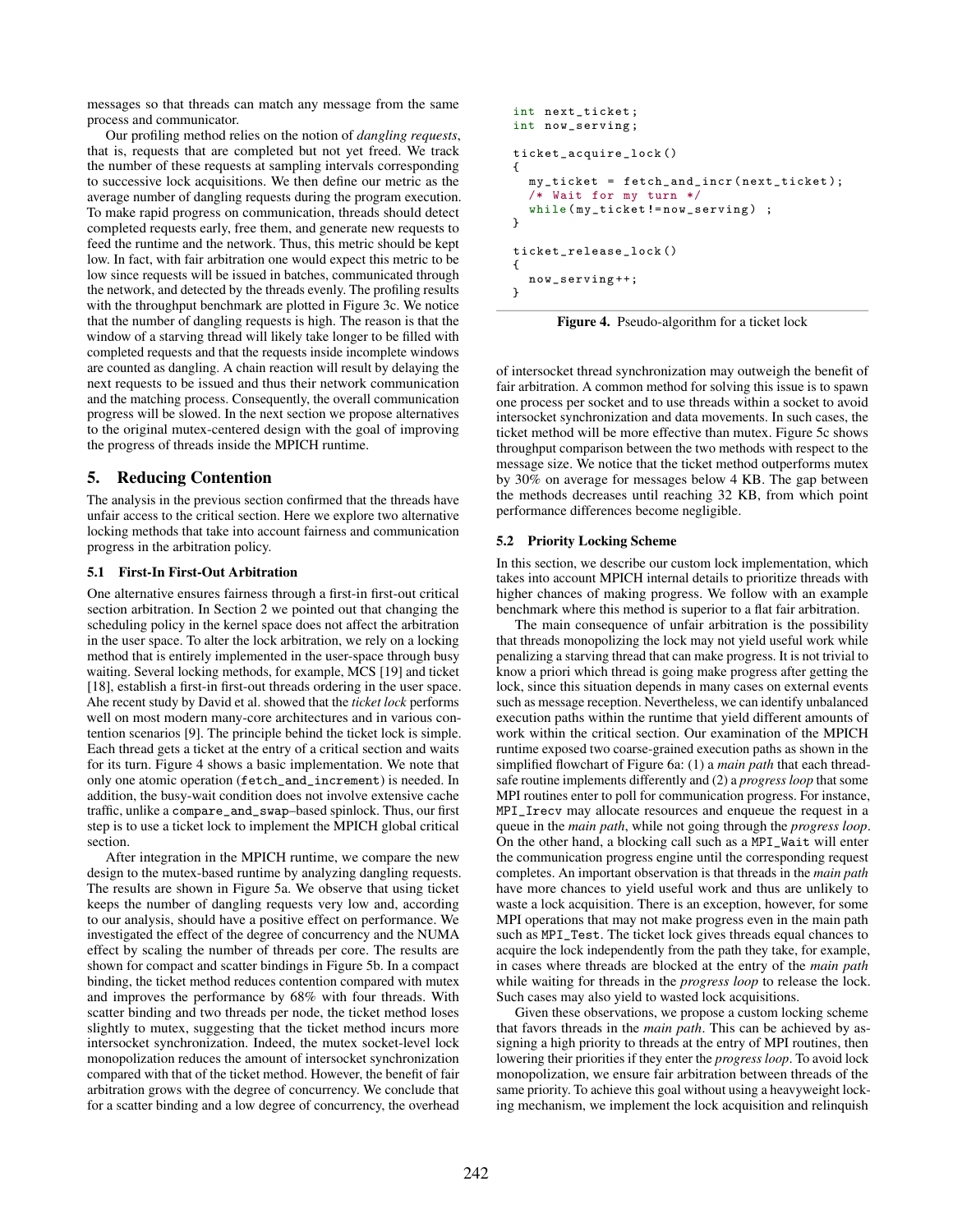messages so that threads can match any message from the same process and communicator.

Our profiling method relies on the notion of *dangling requests*, that is, requests that are completed but not yet freed. We track the number of these requests at sampling intervals corresponding to successive lock acquisitions. We then define our metric as the average number of dangling requests during the program execution. To make rapid progress on communication, threads should detect completed requests early, free them, and generate new requests to feed the runtime and the network. Thus, this metric should be kept low. In fact, with fair arbitration one would expect this metric to be low since requests will be issued in batches, communicated through the network, and detected by the threads evenly. The profiling results with the throughput benchmark are plotted in Figure 3c. We notice that the number of dangling requests is high. The reason is that the window of a starving thread will likely take longer to be filled with completed requests and that the requests inside incomplete windows are counted as dangling. A chain reaction will result by delaying the next requests to be issued and thus their network communication and the matching process. Consequently, the overall communication progress will be slowed. In the next section we propose alternatives to the original mutex-centered design with the goal of improving the progress of threads inside the MPICH runtime.

## 5. Reducing Contention

The analysis in the previous section confirmed that the threads have unfair access to the critical section. Here we explore two alternative locking methods that take into account fairness and communication progress in the arbitration policy.

### 5.1 First-In First-Out Arbitration

One alternative ensures fairness through a first-in first-out critical section arbitration. In Section 2 we pointed out that changing the scheduling policy in the kernel space does not affect the arbitration in the user space. To alter the lock arbitration, we rely on a locking method that is entirely implemented in the user-space through busy waiting. Several locking methods, for example, MCS [19] and ticket [18], establish a first-in first-out threads ordering in the user space. Ahe recent study by David et al. showed that the *ticket lock* performs well on most modern many-core architectures and in various contention scenarios [9]. The principle behind the ticket lock is simple. Each thread gets a ticket at the entry of a critical section and waits for its turn. Figure 4 shows a basic implementation. We note that only one atomic operation (`fetch_and_increment`) is needed. In addition, the busy-wait condition does not involve extensive cache traffic, unlike a `compare_and_swap`–based spinlock. Thus, our first step is to use a ticket lock to implement the MPICH global critical section.

After integration in the MPICH runtime, we compare the new design to the mutex-based runtime by analyzing dangling requests. The results are shown in Figure 5a. We observe that using ticket keeps the number of dangling requests very low and, according to our analysis, should have a positive effect on performance. We investigated the effect of the degree of concurrency and the NUMA effect by scaling the number of threads per core. The results are shown for compact and scatter bindings in Figure 5b. In a compact binding, the ticket method reduces contention compared with mutex and improves the performance by 68% with four threads. With scatter binding and two threads per node, the ticket method loses slightly to mutex, suggesting that the ticket method incurs more intersocket synchronization. Indeed, the mutex socket-level lock monopolization reduces the amount of intersocket synchronization compared with that of the ticket method. However, the benefit of fair arbitration grows with the degree of concurrency. We conclude that for a scatter binding and a low degree of concurrency, the overhead of intersocket thread synchronization may outweigh the benefit of fair arbitration. A common method for solving this issue is to spawn one process per socket and to use threads within a socket to avoid intersocket synchronization and data movements. In such cases, the ticket method will be more effective than mutex. Figure 5c shows throughput comparison between the two methods with respect to the message size. We notice that the ticket method outperforms mutex by 30% on average for messages below 4 KB. The gap between the methods decreases until reaching 32 KB, from which point performance differences become negligible.

```
int next_ticket;
int now_serving;

ticket_acquire_lock()
{
  my_ticket = fetch_and_incr(next_ticket);
  /* Wait for my turn */
  while(my_ticket!=now_serving) ;
}

ticket_release_lock()
{
  now_serving++;
}
```

**Figure 4.** Pseudo-algorithm for a ticket lock

### 5.2 Priority Locking Scheme

In this section, we describe our custom lock implementation, which takes into account MPICH internal details to prioritize threads with higher chances of making progress. We follow with an example benchmark where this method is superior to a flat fair arbitration.

The main consequence of unfair arbitration is the possibility that threads monopolizing the lock may not yield useful work while penalizing a starving thread that can make progress. It is not trivial to know a priori which thread is going make progress after getting the lock, since this situation depends in many cases on external events such as message reception. Nevertheless, we can identify unbalanced execution paths within the runtime that yield different amounts of work within the critical section. Our examination of the MPICH runtime exposed two coarse-grained execution paths as shown in the simplified flowchart of Figure 6a: (1) a *main path* that each thread-safe routine implements differently and (2) a *progress loop* that some MPI routines enter to poll for communication progress. For instance, `MPI_Irecv` may allocate resources and enqueue the request in a queue in the *main path*, while not going through the *progress loop*. On the other hand, a blocking call such as a `MPI_Wait` will enter the communication progress engine until the corresponding request completes. An important observation is that threads in the *main path* have more chances to yield useful work and thus are unlikely to waste a lock acquisition. There is an exception, however, for some MPI operations that may not make progress even in the main path such as `MPI_Test`. The ticket lock gives threads equal chances to acquire the lock independently from the path they take, for example, in cases where threads are blocked at the entry of the *main path* while waiting for threads in the *progress loop* to release the lock. Such cases may also yield to wasted lock acquisitions.

Given these observations, we propose a custom locking scheme that favors threads in the *main path*. This can be achieved by assigning a high priority to threads at the entry of MPI routines, then lowering their priorities if they enter the *progress loop*. To avoid lock monopolization, we ensure fair arbitration between threads of the same priority. To achieve this goal without using a heavyweight locking mechanism, we implement the lock acquisition and relinquish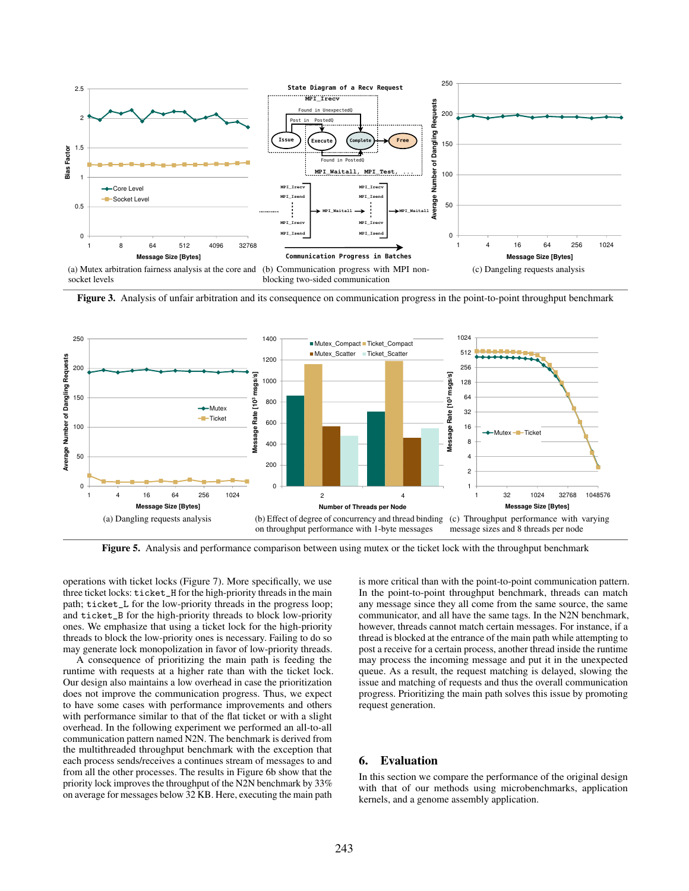(a) Mutex arbitration fairness analysis at the core and socket levels

(b) Communication progress with MPI non-blocking two-sided communication

(c) Dangeling requests analysis

**Figure 3.** Analysis of unfair arbitration and its consequence on communication progress in the point-to-point throughput benchmark

(a) Dangling requests analysis

(b) Effect of degree of concurrency and thread binding on throughput performance with 1-byte messages

(c) Throughput performance with varying message sizes and 8 threads per node

**Figure 5.** Analysis and performance comparison between using mutex or the ticket lock with the throughput benchmark

operations with ticket locks (Figure 7). More specifically, we use three ticket locks: `ticket_H` for the high-priority threads in the main path; `ticket_L` for the low-priority threads in the progress loop; and `ticket_B` for the high-priority threads to block low-priority ones. We emphasize that using a ticket lock for the high-priority threads to block the low-priority ones is necessary. Failing to do so may generate lock monopolization in favor of low-priority threads.

A consequence of prioritizing the main path is feeding the runtime with requests at a higher rate than with the ticket lock. Our design also maintains a low overhead in case the prioritization does not improve the communication progress. Thus, we expect to have some cases with performance improvements and others with performance similar to that of the flat ticket or with a slight overhead. In the following experiment we performed an all-to-all communication pattern named N2N. The benchmark is derived from the multithreaded throughput benchmark with the exception that each process sends/receives a continues stream of messages to and from all the other processes. The results in Figure 6b show that the priority lock improves the throughput of the N2N benchmark by 33% on average for messages below 32 KB. Here, executing the main path is more critical than with the point-to-point communication pattern. In the point-to-point throughput benchmark, threads can match any message since they all come from the same source, the same communicator, and all have the same tags. In the N2N benchmark, however, threads cannot match certain messages. For instance, if a thread is blocked at the entrance of the main path while attempting to post a receive for a certain process, another thread inside the runtime may process the incoming message and put it in the unexpected queue. As a result, the request matching is delayed, slowing the issue and matching of requests and thus the overall communication progress. Prioritizing the main path solves this issue by promoting request generation.

## 6. Evaluation

In this section we compare the performance of the original design with that of our methods using microbenchmarks, application kernels, and a genome assembly application.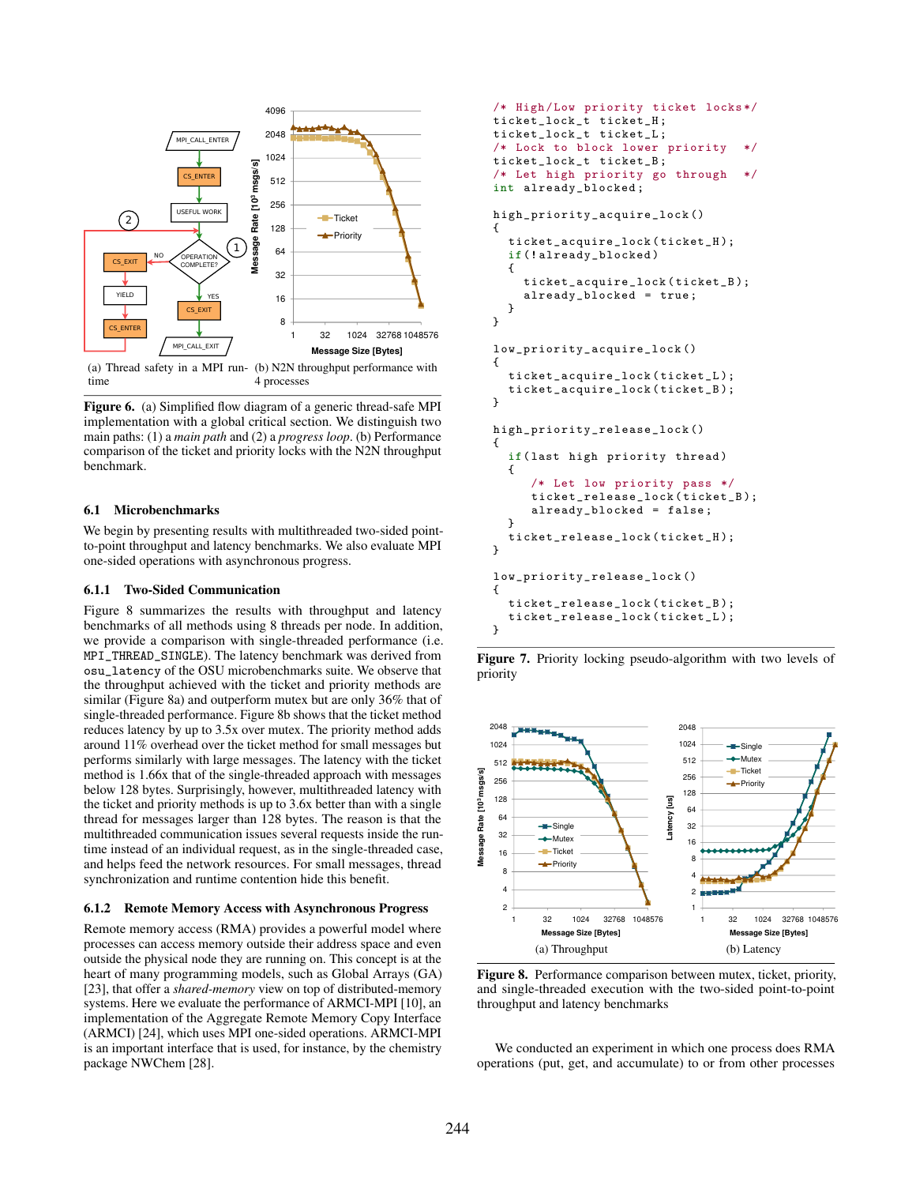(a) Thread safety in a MPI runtime

(b) N2N throughput performance with 4 processes

**Figure 6.** (a) Simplified flow diagram of a generic thread-safe MPI implementation with a global critical section. We distinguish two main paths: (1) a *main path* and (2) a *progress loop*. (b) Performance comparison of the ticket and priority locks with the N2N throughput benchmark.

### 6.1 Microbenchmarks

We begin by presenting results with multithreaded two-sided point-to-point throughput and latency benchmarks. We also evaluate MPI one-sided operations with asynchronous progress.

#### 6.1.1 Two-Sided Communication

Figure 8 summarizes the results with throughput and latency benchmarks of all methods using 8 threads per node. In addition, we provide a comparison with single-threaded performance (i.e. MPI_THREAD_SINGLE). The latency benchmark was derived from osu_latency of the OSU microbenchmarks suite. We observe that the throughput achieved with the ticket and priority methods are similar (Figure 8a) and outperform mutex but are only 36% that of single-threaded performance. Figure 8b shows that the ticket method reduces latency by up to 3.5x over mutex. The priority method adds around 11% overhead over the ticket method for small messages but performs similarly with large messages. The latency with the ticket method is 1.66x that of the single-threaded approach with messages below 128 bytes. Surprisingly, however, multithreaded latency with the ticket and priority methods is up to 3.6x better than with a single thread for messages larger than 128 bytes. The reason is that the multithreaded communication issues several requests inside the runtime instead of an individual request, as in the single-threaded case, and helps feed the network resources. For small messages, thread synchronization and runtime contention hide this benefit.

#### 6.1.2 Remote Memory Access with Asynchronous Progress

Remote memory access (RMA) provides a powerful model where processes can access memory outside their address space and even outside the physical node they are running on. This concept is at the heart of many programming models, such as Global Arrays (GA) [23], that offer a *shared-memory* view on top of distributed-memory systems. Here we evaluate the performance of ARMCI-MPI [10], an implementation of the Aggregate Remote Memory Copy Interface (ARMCI) [24], which uses MPI one-sided operations. ARMCI-MPI is an important interface that is used, for instance, by the chemistry package NWChem [28].

```
/* High/Low priority ticket locks*/
ticket_lock_t ticket_H;
ticket_lock_t ticket_L;
/* Lock to block lower priority  */
ticket_lock_t ticket_B;
/* Let high priority go through  */
int already_blocked;

high_priority_acquire_lock()
{
  ticket_acquire_lock(ticket_H);
  if(!already_blocked)
  {
    ticket_acquire_lock(ticket_B);
    already_blocked = true;
  }
}

low_priority_acquire_lock()
{
  ticket_acquire_lock(ticket_L);
  ticket_acquire_lock(ticket_B);
}

high_priority_release_lock()
{
  if(last high priority thread)
  {
    /* Let low priority pass */
    ticket_release_lock(ticket_B);
    already_blocked = false;
  }
  ticket_release_lock(ticket_H);
}

low_priority_release_lock()
{
  ticket_release_lock(ticket_B);
  ticket_release_lock(ticket_L);
}
```

**Figure 7.** Priority locking pseudo-algorithm with two levels of priority

(a) Throughput

(b) Latency

**Figure 8.** Performance comparison between mutex, ticket, priority, and single-threaded execution with the two-sided point-to-point throughput and latency benchmarks

We conducted an experiment in which one process does RMA operations (put, get, and accumulate) to or from other processes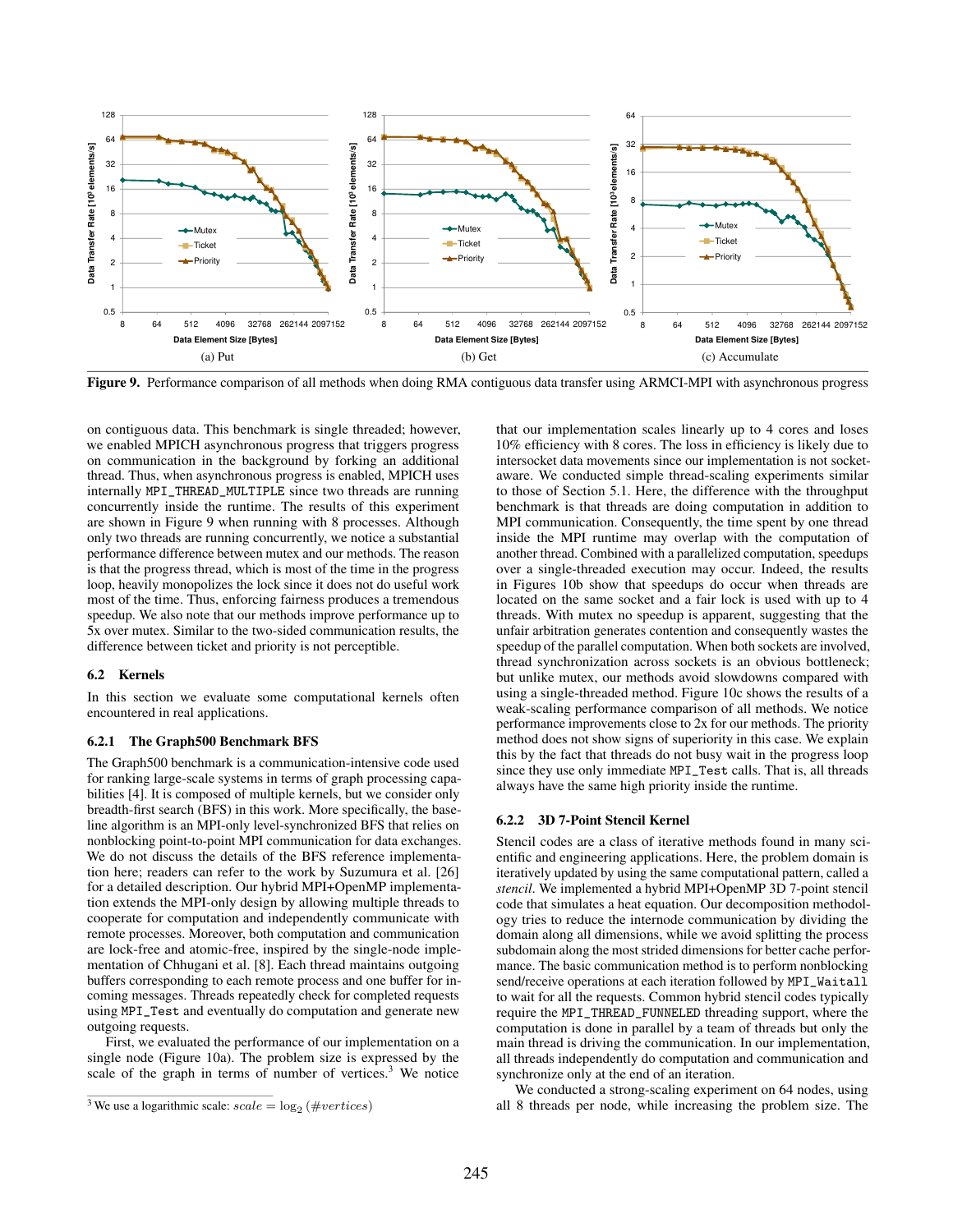Figure 9. Performance comparison of all methods when doing RMA contiguous data transfer using ARMCI-MPI with asynchronous progress

on contiguous data. This benchmark is single threaded; however, we enabled MPICH asynchronous progress that triggers progress on communication in the background by forking an additional thread. Thus, when asynchronous progress is enabled, MPICH uses internally `MPI_THREAD_MULTIPLE` since two threads are running concurrently inside the runtime. The results of this experiment are shown in Figure 9 when running with 8 processes. Although only two threads are running concurrently, we notice a substantial performance difference between mutex and our methods. The reason is that the progress thread, which is most of the time in the progress loop, heavily monopolizes the lock since it does not do useful work most of the time. Thus, enforcing fairness produces a tremendous speedup. We also note that our methods improve performance up to 5x over mutex. Similar to the two-sided communication results, the difference between ticket and priority is not perceptible.

### 6.2 Kernels

In this section we evaluate some computational kernels often encountered in real applications.

#### 6.2.1 The Graph500 Benchmark BFS

The Graph500 benchmark is a communication-intensive code used for ranking large-scale systems in terms of graph processing capabilities [4]. It is composed of multiple kernels, but we consider only breadth-first search (BFS) in this work. More specifically, the baseline algorithm is an MPI-only level-synchronized BFS that relies on nonblocking point-to-point MPI communication for data exchanges. We do not discuss the details of the BFS reference implementation here; readers can refer to the work by Suzumura et al. [26] for a detailed description. Our hybrid MPI+OpenMP implementation extends the MPI-only design by allowing multiple threads to cooperate for computation and independently communicate with remote processes. Moreover, both computation and communication are lock-free and atomic-free, inspired by the single-node implementation of Chhugani et al. [8]. Each thread maintains outgoing buffers corresponding to each remote process and one buffer for incoming messages. Threads repeatedly check for completed requests using `MPI_Test` and eventually do computation and generate new outgoing requests.

First, we evaluated the performance of our implementation on a single node (Figure 10a). The problem size is expressed by the scale of the graph in terms of number of vertices.[3] We notice that our implementation scales linearly up to 4 cores and loses 10% efficiency with 8 cores. The loss in efficiency is likely due to intersocket data movements since our implementation is not socket-aware. We conducted simple thread-scaling experiments similar to those of Section 5.1. Here, the difference with the throughput benchmark is that threads are doing computation in addition to MPI communication. Consequently, the time spent by one thread inside the MPI runtime may overlap with the computation of another thread. Combined with a parallelized computation, speedups over a single-threaded execution may occur. Indeed, the results in Figures 10b show that speedups do occur when threads are located on the same socket and a fair lock is used with up to 4 threads. With mutex no speedup is apparent, suggesting that the unfair arbitration generates contention and consequently wastes the speedup of the parallel computation. When both sockets are involved, thread synchronization across sockets is an obvious bottleneck; but unlike mutex, our methods avoid slowdowns compared with using a single-threaded method. Figure 10c shows the results of a weak-scaling performance comparison of all methods. We notice performance improvements close to 2x for our methods. The priority method does not show signs of superiority in this case. We explain this by the fact that threads do not busy wait in the progress loop since they use only immediate `MPI_Test` calls. That is, all threads always have the same high priority inside the runtime.

[3] We use a logarithmic scale: $scale = \log_2(\#vertices)$

#### 6.2.2 3D 7-Point Stencil Kernel

Stencil codes are a class of iterative methods found in many scientific and engineering applications. Here, the problem domain is iteratively updated by using the same computational pattern, called a *stencil*. We implemented a hybrid MPI+OpenMP 3D 7-point stencil code that simulates a heat equation. Our decomposition methodology tries to reduce the internode communication by dividing the domain along all dimensions, while we avoid splitting the process subdomain along the most strided dimensions for better cache performance. The basic communication method is to perform nonblocking send/receive operations at each iteration followed by `MPI_Waitall` to wait for all the requests. Common hybrid stencil codes typically require the `MPI_THREAD_FUNNELED` threading support, where the computation is done in parallel by a team of threads but only the main thread is driving the communication. In our implementation, all threads independently do computation and communication and synchronize only at the end of an iteration.

We conducted a strong-scaling experiment on 64 nodes, using all 8 threads per node, while increasing the problem size. The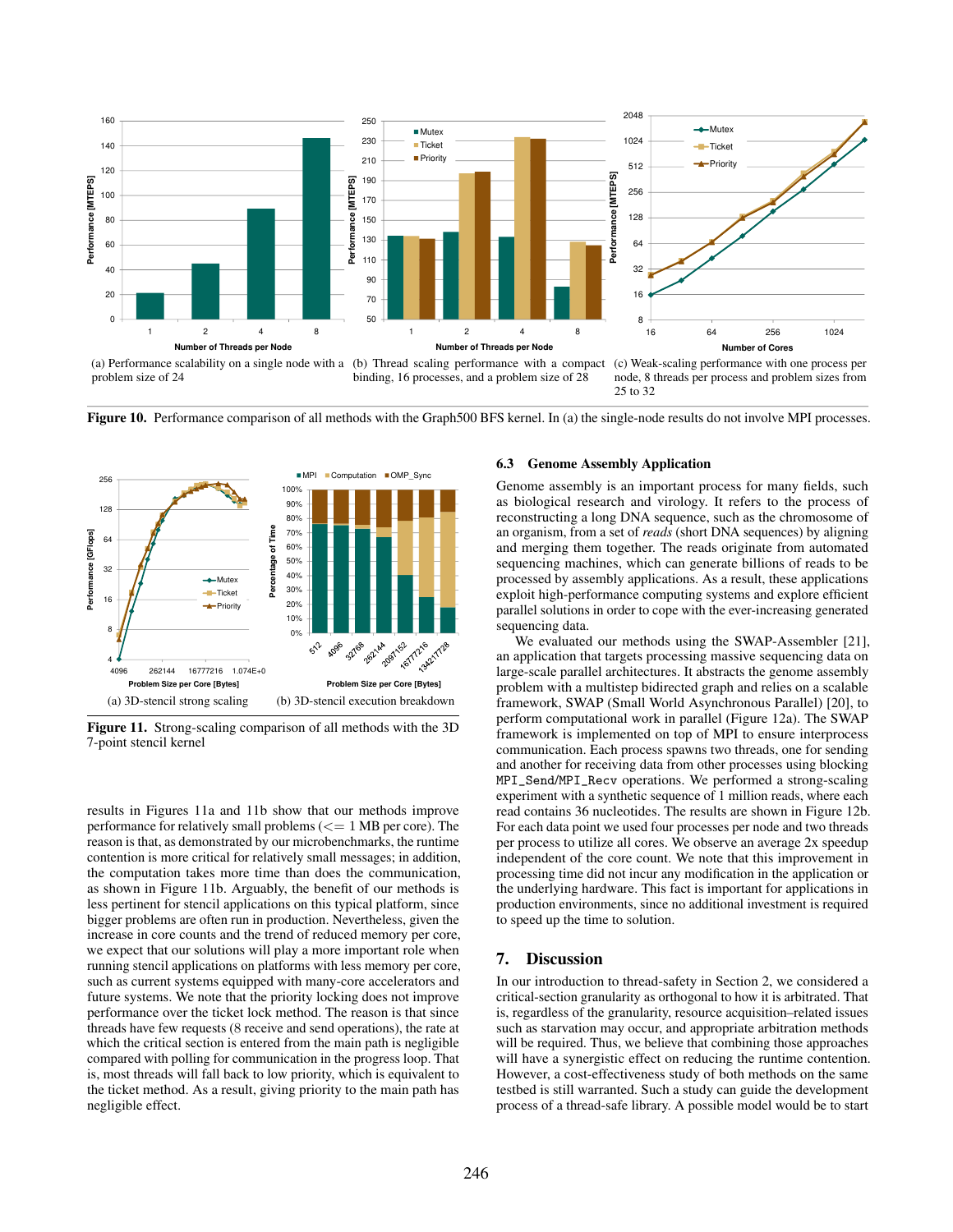(a) Performance scalability on a single node with a problem size of 24

(b) Thread scaling performance with a compact binding, 16 processes, and a problem size of 28

(c) Weak-scaling performance with one process per node, 8 threads per process and problem sizes from 25 to 32

**Figure 10.** Performance comparison of all methods with the Graph500 BFS kernel. In (a) the single-node results do not involve MPI processes.

(a) 3D-stencil strong scaling

(b) 3D-stencil execution breakdown

**Figure 11.** Strong-scaling comparison of all methods with the 3D 7-point stencil kernel

results in Figures 11a and 11b show that our methods improve performance for relatively small problems (<= 1 MB per core). The reason is that, as demonstrated by our microbenchmarks, the runtime contention is more critical for relatively small messages; in addition, the computation takes more time than does the communication, as shown in Figure 11b. Arguably, the benefit of our methods is less pertinent for stencil applications on this typical platform, since bigger problems are often run in production. Nevertheless, given the increase in core counts and the trend of reduced memory per core, we expect that our solutions will play a more important role when running stencil applications on platforms with less memory per core, such as current systems equipped with many-core accelerators and future systems. We note that the priority locking does not improve performance over the ticket lock method. The reason is that since threads have few requests (8 receive and send operations), the rate at which the critical section is entered from the main path is negligible compared with polling for communication in the progress loop. That is, most threads will fall back to low priority, which is equivalent to the ticket method. As a result, giving priority to the main path has negligible effect.

### 6.3 Genome Assembly Application

Genome assembly is an important process for many fields, such as biological research and virology. It refers to the process of reconstructing a long DNA sequence, such as the chromosome of an organism, from a set of *reads* (short DNA sequences) by aligning and merging them together. The reads originate from automated sequencing machines, which can generate billions of reads to be processed by assembly applications. As a result, these applications exploit high-performance computing systems and explore efficient parallel solutions in order to cope with the ever-increasing generated sequencing data.

We evaluated our methods using the SWAP-Assembler [21], an application that targets processing massive sequencing data on large-scale parallel architectures. It abstracts the genome assembly problem with a multistep bidirected graph and relies on a scalable framework, SWAP (Small World Asynchronous Parallel) [20], to perform computational work in parallel (Figure 12a). The SWAP framework is implemented on top of MPI to ensure interprocess communication. Each process spawns two threads, one for sending and another for receiving data from other processes using blocking `MPI_Send`/`MPI_Recv` operations. We performed a strong-scaling experiment with a synthetic sequence of 1 million reads, where each read contains 36 nucleotides. The results are shown in Figure 12b. For each data point we used four processes per node and two threads per process to utilize all cores. We observe an average 2x speedup independent of the core count. We note that this improvement in processing time did not incur any modification in the application or the underlying hardware. This fact is important for applications in production environments, since no additional investment is required to speed up the time to solution.

## 7. Discussion

In our introduction to thread-safety in Section 2, we considered a critical-section granularity as orthogonal to how it is arbitrated. That is, regardless of the granularity, resource acquisition–related issues such as starvation may occur, and appropriate arbitration methods will be required. Thus, we believe that combining those approaches will have a synergistic effect on reducing the runtime contention. However, a cost-effectiveness study of both methods on the same testbed is still warranted. Such a study can guide the development process of a thread-safe library. A possible model would be to start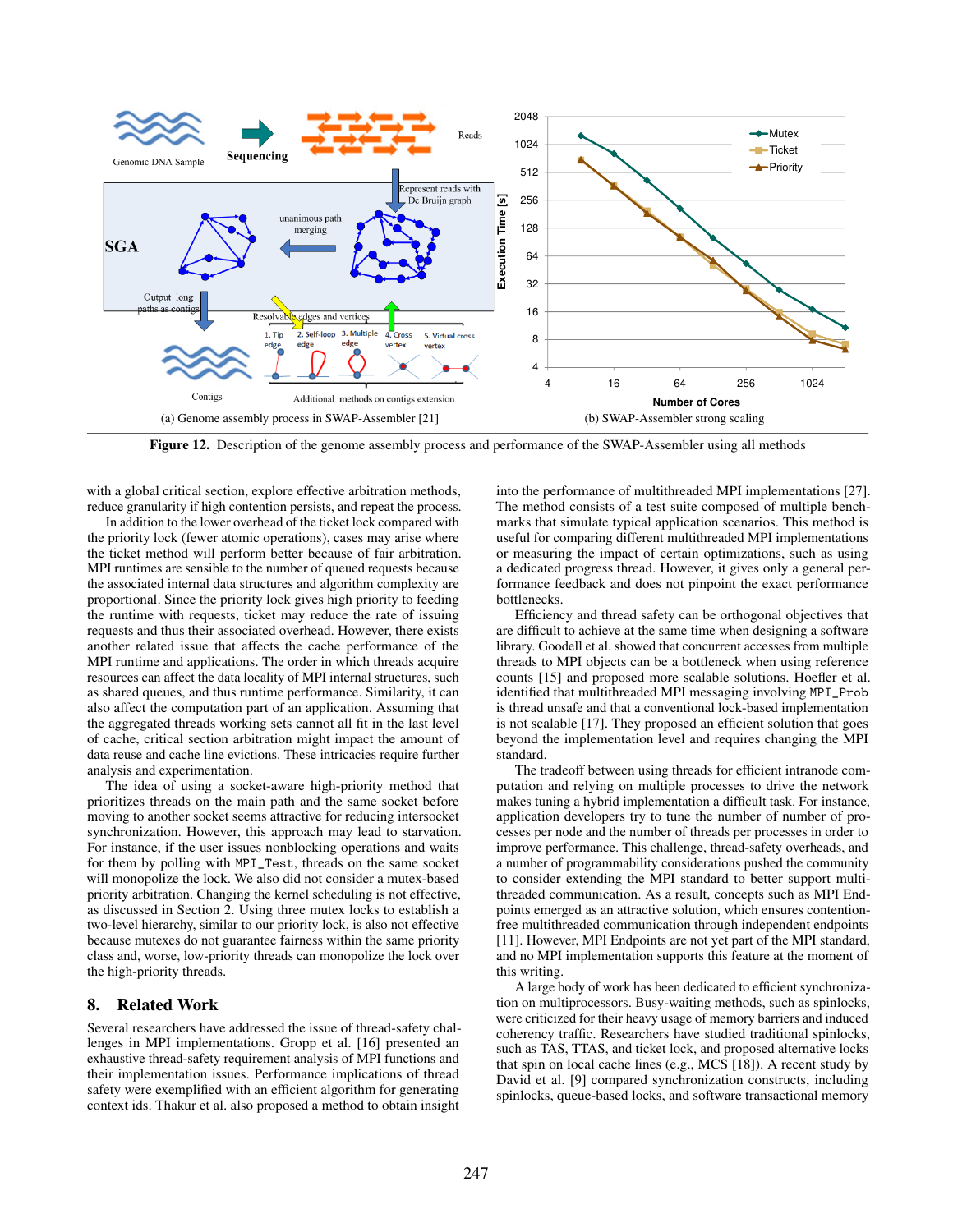(a) Genome assembly process in SWAP-Assembler [21]

(b) SWAP-Assembler strong scaling

**Figure 12.** Description of the genome assembly process and performance of the SWAP-Assembler using all methods

with a global critical section, explore effective arbitration methods, reduce granularity if high contention persists, and repeat the process.

In addition to the lower overhead of the ticket lock compared with the priority lock (fewer atomic operations), cases may arise where the ticket method will perform better because of fair arbitration. MPI runtimes are sensible to the number of queued requests because the associated internal data structures and algorithm complexity are proportional. Since the priority lock gives high priority to feeding the runtime with requests, ticket may reduce the rate of issuing requests and thus their associated overhead. However, there exists another related issue that affects the cache performance of the MPI runtime and applications. The order in which threads acquire resources can affect the data locality of MPI internal structures, such as shared queues, and thus runtime performance. Similarity, it can also affect the computation part of an application. Assuming that the aggregated threads working sets cannot all fit in the last level of cache, critical section arbitration might impact the amount of data reuse and cache line evictions. These intricacies require further analysis and experimentation.

The idea of using a socket-aware high-priority method that prioritizes threads on the main path and the same socket before moving to another socket seems attractive for reducing intersocket synchronization. However, this approach may lead to starvation. For instance, if the user issues nonblocking operations and waits for them by polling with `MPI_Test`, threads on the same socket will monopolize the lock. We also did not consider a mutex-based priority arbitration. Changing the kernel scheduling is not effective, as discussed in Section 2. Using three mutex locks to establish a two-level hierarchy, similar to our priority lock, is also not effective because mutexes do not guarantee fairness within the same priority class and, worse, low-priority threads can monopolize the lock over the high-priority threads.

## 8. Related Work

Several researchers have addressed the issue of thread-safety challenges in MPI implementations. Gropp et al. [16] presented an exhaustive thread-safety requirement analysis of MPI functions and their implementation issues. Performance implications of thread safety were exemplified with an efficient algorithm for generating context ids. Thakur et al. also proposed a method to obtain insight into the performance of multithreaded MPI implementations [27]. The method consists of a test suite composed of multiple benchmarks that simulate typical application scenarios. This method is useful for comparing different multithreaded MPI implementations or measuring the impact of certain optimizations, such as using a dedicated progress thread. However, it gives only a general performance feedback and does not pinpoint the exact performance bottlenecks.

Efficiency and thread safety can be orthogonal objectives that are difficult to achieve at the same time when designing a software library. Goodell et al. showed that concurrent accesses from multiple threads to MPI objects can be a bottleneck when using reference counts [15] and proposed more scalable solutions. Hoefler et al. identified that multithreaded MPI messaging involving `MPI_Prob` is thread unsafe and that a conventional lock-based implementation is not scalable [17]. They proposed an efficient solution that goes beyond the implementation level and requires changing the MPI standard.

The tradeoff between using threads for efficient intranode computation and relying on multiple processes to drive the network makes tuning a hybrid implementation a difficult task. For instance, application developers try to tune the number of number of processes per node and the number of threads per processes in order to improve performance. This challenge, thread-safety overheads, and a number of programmability considerations pushed the community to consider extending the MPI standard to better support multithreaded communication. As a result, concepts such as MPI Endpoints emerged as an attractive solution, which ensures contention-free multithreaded communication through independent endpoints [11]. However, MPI Endpoints are not yet part of the MPI standard, and no MPI implementation supports this feature at the moment of this writing.

A large body of work has been dedicated to efficient synchronization on multiprocessors. Busy-waiting methods, such as spinlocks, were criticized for their heavy usage of memory barriers and induced coherency traffic. Researchers have studied traditional spinlocks, such as TAS, TTAS, and ticket lock, and proposed alternative locks that spin on local cache lines (e.g., MCS [18]). A recent study by David et al. [9] compared synchronization constructs, including spinlocks, queue-based locks, and software transactional memory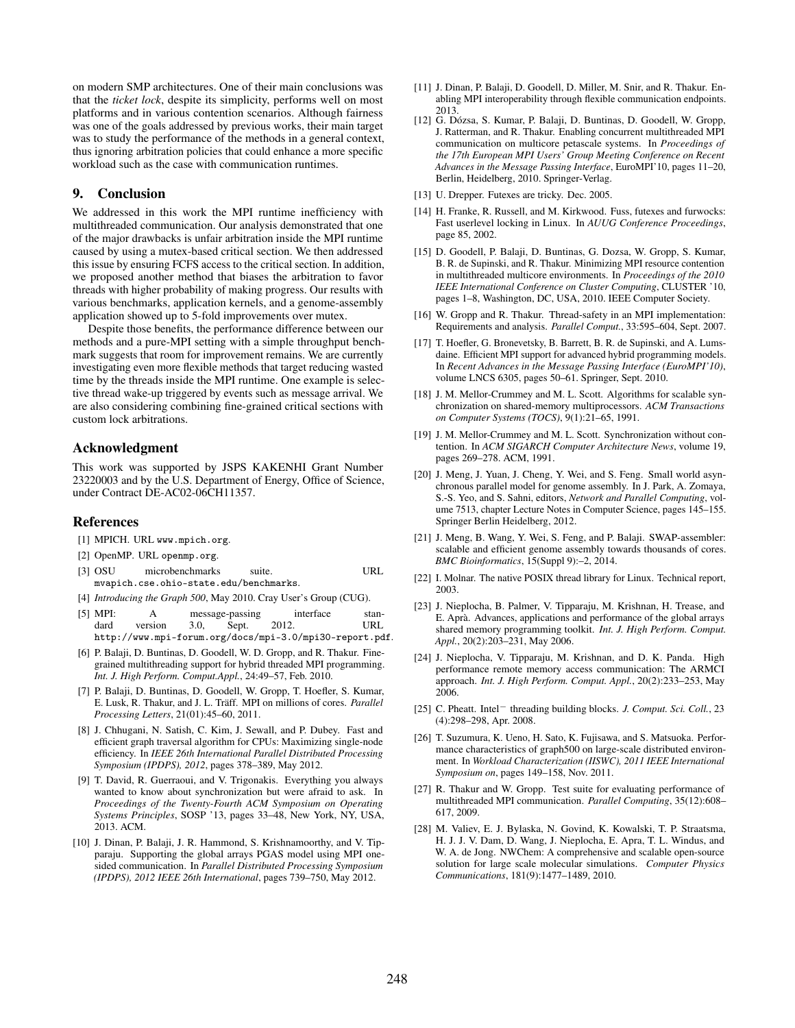on modern SMP architectures. One of their main conclusions was that the *ticket lock*, despite its simplicity, performs well on most platforms and in various contention scenarios. Although fairness was one of the goals addressed by previous works, their main target was to study the performance of the methods in a general context, thus ignoring arbitration policies that could enhance a more specific workload such as the case with communication runtimes.

## 9. Conclusion

We addressed in this work the MPI runtime inefficiency with multithreaded communication. Our analysis demonstrated that one of the major drawbacks is unfair arbitration inside the MPI runtime caused by using a mutex-based critical section. We then addressed this issue by ensuring FCFS access to the critical section. In addition, we proposed another method that biases the arbitration to favor threads with higher probability of making progress. Our results with various benchmarks, application kernels, and a genome-assembly application showed up to 5-fold improvements over mutex.

Despite those benefits, the performance difference between our methods and a pure-MPI setting with a simple throughput benchmark suggests that room for improvement remains. We are currently investigating even more flexible methods that target reducing wasted time by the threads inside the MPI runtime. One example is selective thread wake-up triggered by events such as message arrival. We are also considering combining fine-grained critical sections with custom lock arbitrations.

## Acknowledgment

This work was supported by JSPS KAKENHI Grant Number 23220003 and by the U.S. Department of Energy, Office of Science, under Contract DE-AC02-06CH11357.

## References

[1] MPICH. URL `www.mpich.org`.

[2] OpenMP. URL `openmp.org`.

[3] OSU microbenchmarks suite. URL `mvapich.cse.ohio-state.edu/benchmarks`.

[4] *Introducing the Graph 500*, May 2010. Cray User's Group (CUG).

[5] MPI: A message-passing interface standard version 3.0, Sept. 2012. URL `http://www.mpi-forum.org/docs/mpi-3.0/mpi30-report.pdf`.

[6] P. Balaji, D. Buntinas, D. Goodell, W. D. Gropp, and R. Thakur. Fine-grained multithreading support for hybrid threaded MPI programming. *Int. J. High Perform. Comput.Appl.*, 24:49–57, Feb. 2010.

[7] P. Balaji, D. Buntinas, D. Goodell, W. Gropp, T. Hoefler, S. Kumar, E. Lusk, R. Thakur, and J. L. Träff. MPI on millions of cores. *Parallel Processing Letters*, 21(01):45–60, 2011.

[8] J. Chhugani, N. Satish, C. Kim, J. Sewall, and P. Dubey. Fast and efficient graph traversal algorithm for CPUs: Maximizing single-node efficiency. In *IEEE 26th International Parallel Distributed Processing Symposium (IPDPS), 2012*, pages 378–389, May 2012.

[9] T. David, R. Guerraoui, and V. Trigonakis. Everything you always wanted to know about synchronization but were afraid to ask. In *Proceedings of the Twenty-Fourth ACM Symposium on Operating Systems Principles*, SOSP '13, pages 33–48, New York, NY, USA, 2013. ACM.

[10] J. Dinan, P. Balaji, J. R. Hammond, S. Krishnamoorthy, and V. Tipparaju. Supporting the global arrays PGAS model using MPI one-sided communication. In *Parallel Distributed Processing Symposium (IPDPS), 2012 IEEE 26th International*, pages 739–750, May 2012.

[11] J. Dinan, P. Balaji, D. Goodell, D. Miller, M. Snir, and R. Thakur. Enabling MPI interoperability through flexible communication endpoints. 2013.

[12] G. Dózsa, S. Kumar, P. Balaji, D. Buntinas, D. Goodell, W. Gropp, J. Ratterman, and R. Thakur. Enabling concurrent multithreaded MPI communication on multicore petascale systems. In *Proceedings of the 17th European MPI Users' Group Meeting Conference on Recent Advances in the Message Passing Interface*, EuroMPI'10, pages 11–20, Berlin, Heidelberg, 2010. Springer-Verlag.

[13] U. Drepper. Futexes are tricky. Dec. 2005.

[14] H. Franke, R. Russell, and M. Kirkwood. Fuss, futexes and furwocks: Fast userlevel locking in Linux. In *AUUG Conference Proceedings*, page 85, 2002.

[15] D. Goodell, P. Balaji, D. Buntinas, G. Dozsa, W. Gropp, S. Kumar, B. R. de Supinski, and R. Thakur. Minimizing MPI resource contention in multithreaded multicore environments. In *Proceedings of the 2010 IEEE International Conference on Cluster Computing*, CLUSTER '10, pages 1–8, Washington, DC, USA, 2010. IEEE Computer Society.

[16] W. Gropp and R. Thakur. Thread-safety in an MPI implementation: Requirements and analysis. *Parallel Comput.*, 33:595–604, Sept. 2007.

[17] T. Hoefler, G. Bronevetsky, B. Barrett, B. R. de Supinski, and A. Lumsdaine. Efficient MPI support for advanced hybrid programming models. In *Recent Advances in the Message Passing Interface (EuroMPI'10)*, volume LNCS 6305, pages 50–61. Springer, Sept. 2010.

[18] J. M. Mellor-Crummey and M. L. Scott. Algorithms for scalable synchronization on shared-memory multiprocessors. *ACM Transactions on Computer Systems (TOCS)*, 9(1):21–65, 1991.

[19] J. M. Mellor-Crummey and M. L. Scott. Synchronization without contention. In *ACM SIGARCH Computer Architecture News*, volume 19, pages 269–278. ACM, 1991.

[20] J. Meng, J. Yuan, J. Cheng, Y. Wei, and S. Feng. Small world asynchronous parallel model for genome assembly. In J. Park, A. Zomaya, S.-S. Yeo, and S. Sahni, editors, *Network and Parallel Computing*, volume 7513, chapter Lecture Notes in Computer Science, pages 145–155. Springer Berlin Heidelberg, 2012.

[21] J. Meng, B. Wang, Y. Wei, S. Feng, and P. Balaji. SWAP-assembler: scalable and efficient genome assembly towards thousands of cores. *BMC Bioinformatics*, 15(Suppl 9):–2, 2014.

[22] I. Molnar. The native POSIX thread library for Linux. Technical report, 2003.

[23] J. Nieplocha, B. Palmer, V. Tipparaju, M. Krishnan, H. Trease, and E. Aprà. Advances, applications and performance of the global arrays shared memory programming toolkit. *Int. J. High Perform. Comput. Appl.*, 20(2):203–231, May 2006.

[24] J. Nieplocha, V. Tipparaju, M. Krishnan, and D. K. Panda. High performance remote memory access communication: The ARMCI approach. *Int. J. High Perform. Comput. Appl.*, 20(2):233–253, May 2006.

[25] C. Pheatt. Intel− threading building blocks. *J. Comput. Sci. Coll.*, 23 (4):298–298, Apr. 2008.

[26] T. Suzumura, K. Ueno, H. Sato, K. Fujisawa, and S. Matsuoka. Performance characteristics of graph500 on large-scale distributed environment. In *Workload Characterization (IISWC), 2011 IEEE International Symposium on*, pages 149–158, Nov. 2011.

[27] R. Thakur and W. Gropp. Test suite for evaluating performance of multithreaded MPI communication. *Parallel Computing*, 35(12):608–617, 2009.

[28] M. Valiev, E. J. Bylaska, N. Govind, K. Kowalski, T. P. Straatsma, H. J. J. V. Dam, D. Wang, J. Nieplocha, E. Apra, T. L. Windus, and W. A. de Jong. NWChem: A comprehensive and scalable open-source solution for large scale molecular simulations. *Computer Physics Communications*, 181(9):1477–1489, 2010.